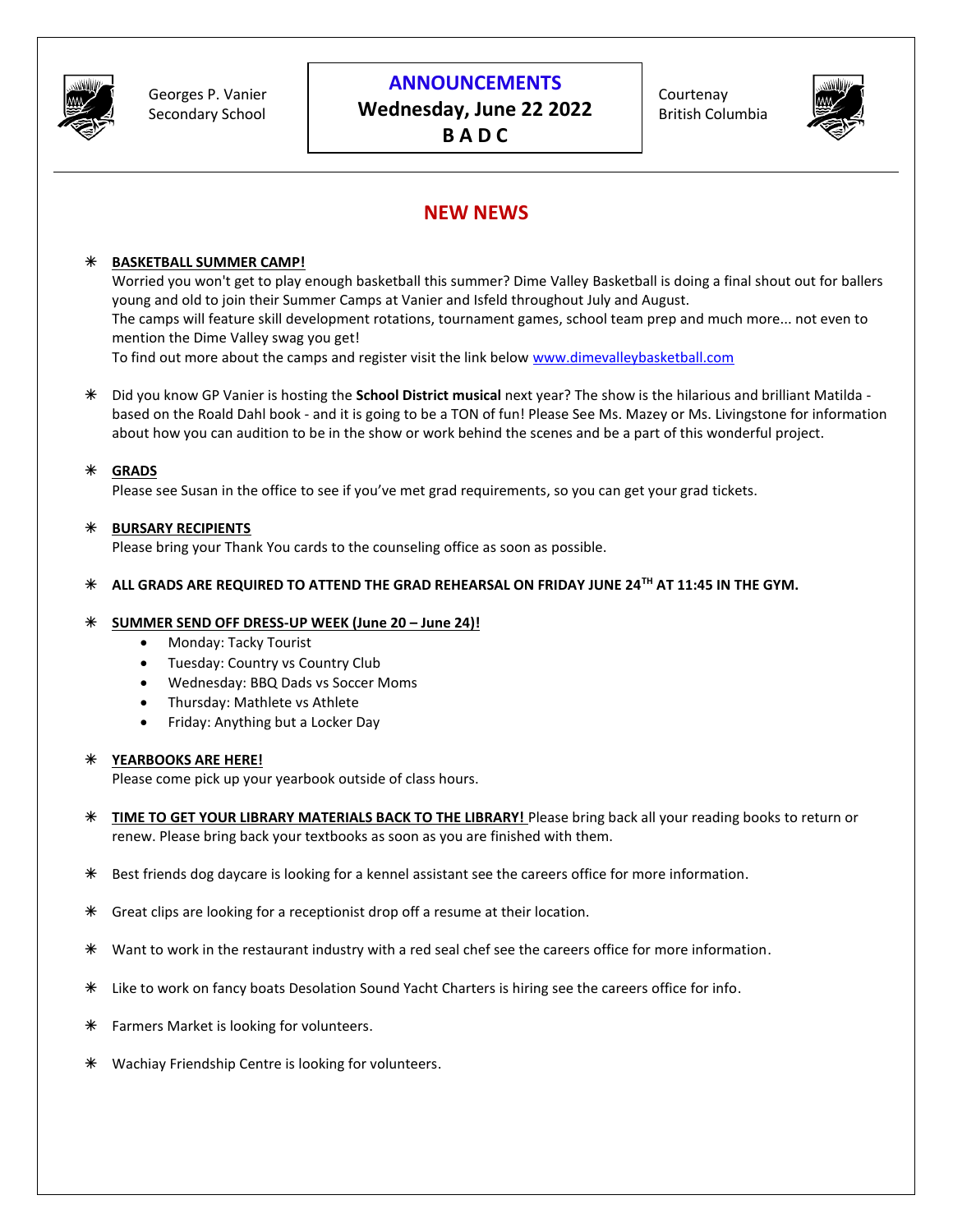Georges P. Vanier Secondary School

# ANNOUNCEMENTS
## Wednesday, June 22 2022
## B A D C

Courtenay British Columbia

## NEW NEWS

- **BASKETBALL SUMMER CAMP!**
  Worried you won't get to play enough basketball this summer? Dime Valley Basketball is doing a final shout out for ballers young and old to join their Summer Camps at Vanier and Isfeld throughout July and August.
  The camps will feature skill development rotations, tournament games, school team prep and much more... not even to mention the Dime Valley swag you get!
  To find out more about the camps and register visit the link below www.dimevalleybasketball.com

- Did you know GP Vanier is hosting the **School District musical** next year? The show is the hilarious and brilliant Matilda - based on the Roald Dahl book - and it is going to be a TON of fun! Please See Ms. Mazey or Ms. Livingstone for information about how you can audition to be in the show or work behind the scenes and be a part of this wonderful project.

- **GRADS**
  Please see Susan in the office to see if you've met grad requirements, so you can get your grad tickets.

- **BURSARY RECIPIENTS**
  Please bring your Thank You cards to the counseling office as soon as possible.

- **ALL GRADS ARE REQUIRED TO ATTEND THE GRAD REHEARSAL ON FRIDAY JUNE 24TH AT 11:45 IN THE GYM.**

- **SUMMER SEND OFF DRESS-UP WEEK (June 20 – June 24)!**
  - Monday: Tacky Tourist
  - Tuesday: Country vs Country Club
  - Wednesday: BBQ Dads vs Soccer Moms
  - Thursday: Mathlete vs Athlete
  - Friday: Anything but a Locker Day

- **YEARBOOKS ARE HERE!**
  Please come pick up your yearbook outside of class hours.

- **TIME TO GET YOUR LIBRARY MATERIALS BACK TO THE LIBRARY!** Please bring back all your reading books to return or renew. Please bring back your textbooks as soon as you are finished with them.

- Best friends dog daycare is looking for a kennel assistant see the careers office for more information.

- Great clips are looking for a receptionist drop off a resume at their location.

- Want to work in the restaurant industry with a red seal chef see the careers office for more information.

- Like to work on fancy boats Desolation Sound Yacht Charters is hiring see the careers office for info.

- Farmers Market is looking for volunteers.

- Wachiay Friendship Centre is looking for volunteers.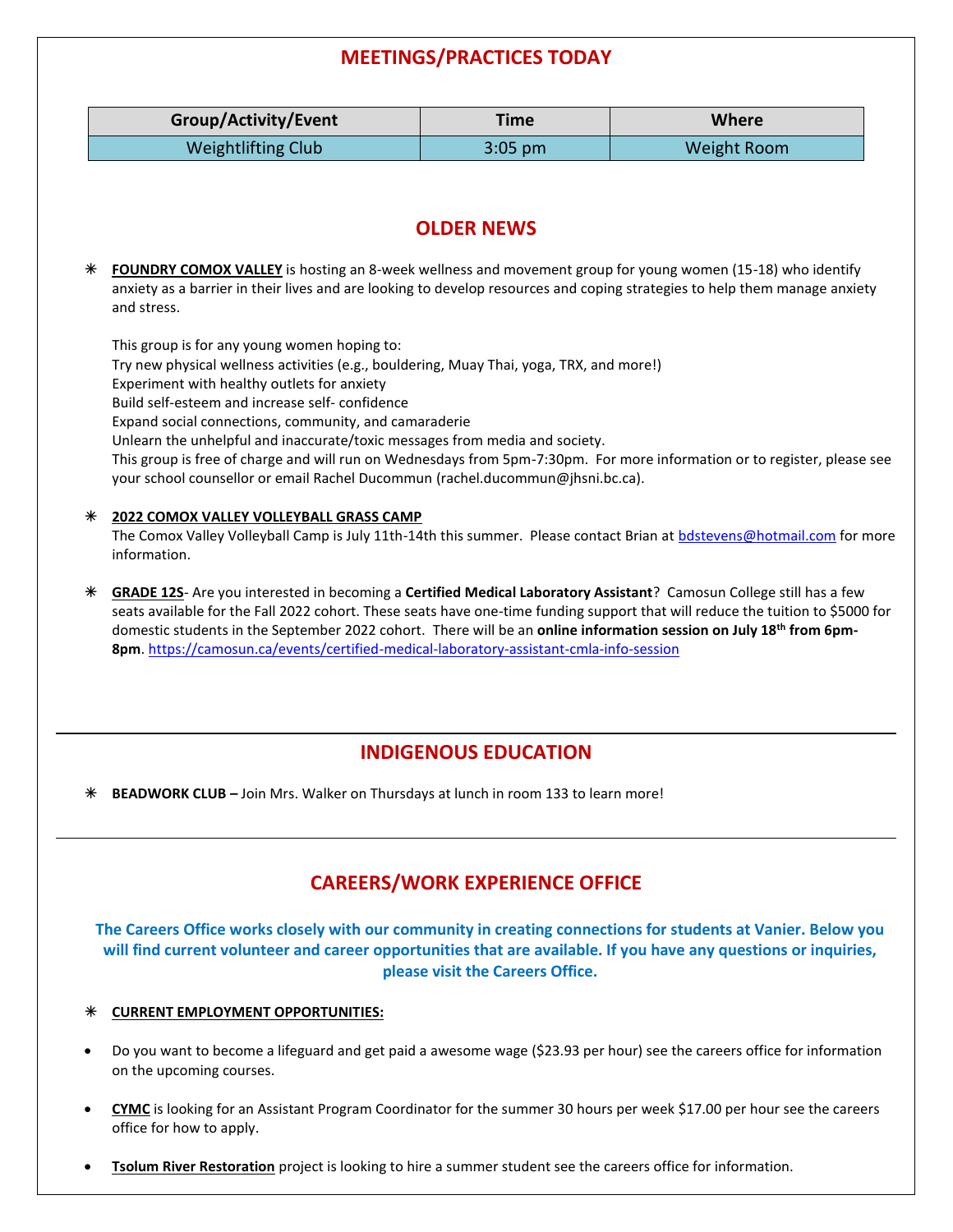## MEETINGS/PRACTICES TODAY

| Group/Activity/Event | Time | Where |
|---|---|---|
| Weightlifting Club | 3:05 pm | Weight Room |

## OLDER NEWS

- **FOUNDRY COMOX VALLEY** is hosting an 8-week wellness and movement group for young women (15-18) who identify anxiety as a barrier in their lives and are looking to develop resources and coping strategies to help them manage anxiety and stress.

  This group is for any young women hoping to:
  Try new physical wellness activities (e.g., bouldering, Muay Thai, yoga, TRX, and more!)
  Experiment with healthy outlets for anxiety
  Build self-esteem and increase self- confidence
  Expand social connections, community, and camaraderie
  Unlearn the unhelpful and inaccurate/toxic messages from media and society.
  This group is free of charge and will run on Wednesdays from 5pm-7:30pm. For more information or to register, please see your school counsellor or email Rachel Ducommun (rachel.ducommun@jhsni.bc.ca).

- **2022 COMOX VALLEY VOLLEYBALL GRASS CAMP**
  The Comox Valley Volleyball Camp is July 11th-14th this summer. Please contact Brian at bdstevens@hotmail.com for more information.

- **GRADE 12S**- Are you interested in becoming a **Certified Medical Laboratory Assistant**? Camosun College still has a few seats available for the Fall 2022 cohort. These seats have one-time funding support that will reduce the tuition to $5000 for domestic students in the September 2022 cohort. There will be an **online information session on July 18th from 6pm-8pm**. https://camosun.ca/events/certified-medical-laboratory-assistant-cmla-info-session

## INDIGENOUS EDUCATION

- **BEADWORK CLUB –** Join Mrs. Walker on Thursdays at lunch in room 133 to learn more!

## CAREERS/WORK EXPERIENCE OFFICE

**The Careers Office works closely with our community in creating connections for students at Vanier. Below you will find current volunteer and career opportunities that are available. If you have any questions or inquiries, please visit the Careers Office.**

- **CURRENT EMPLOYMENT OPPORTUNITIES:**

- Do you want to become a lifeguard and get paid a awesome wage ($23.93 per hour) see the careers office for information on the upcoming courses.

- **CYMC** is looking for an Assistant Program Coordinator for the summer 30 hours per week $17.00 per hour see the careers office for how to apply.

- **Tsolum River Restoration** project is looking to hire a summer student see the careers office for information.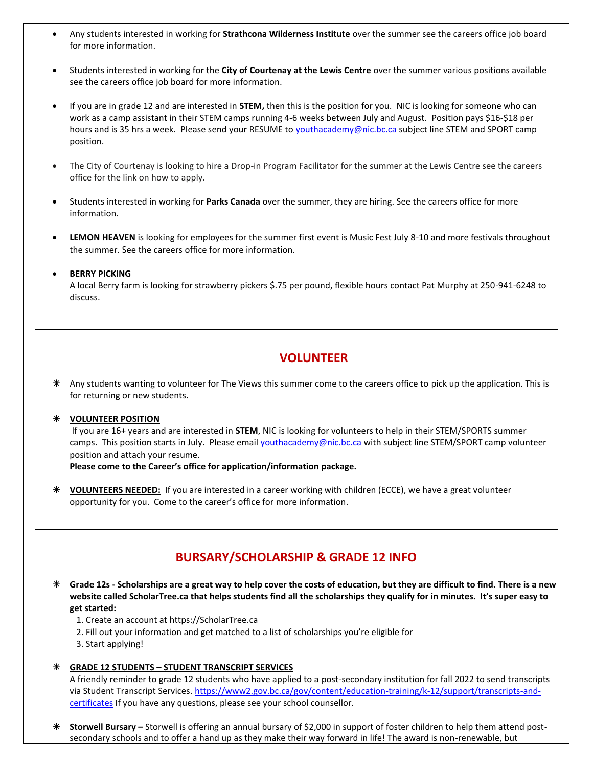- Any students interested in working for **Strathcona Wilderness Institute** over the summer see the careers office job board for more information.

- Students interested in working for the **City of Courtenay at the Lewis Centre** over the summer various positions available see the careers office job board for more information.

- If you are in grade 12 and are interested in **STEM,** then this is the position for you. NIC is looking for someone who can work as a camp assistant in their STEM camps running 4-6 weeks between July and August. Position pays $16-$18 per hours and is 35 hrs a week. Please send your RESUME to youthacademy@nic.bc.ca subject line STEM and SPORT camp position.

- The City of Courtenay is looking to hire a Drop-in Program Facilitator for the summer at the Lewis Centre see the careers office for the link on how to apply.

- Students interested in working for **Parks Canada** over the summer, they are hiring. See the careers office for more information.

- **LEMON HEAVEN** is looking for employees for the summer first event is Music Fest July 8-10 and more festivals throughout the summer. See the careers office for more information.

- **BERRY PICKING**
  A local Berry farm is looking for strawberry pickers $.75 per pound, flexible hours contact Pat Murphy at 250-941-6248 to discuss.

---

## VOLUNTEER

- Any students wanting to volunteer for The Views this summer come to the careers office to pick up the application. This is for returning or new students.

- **VOLUNTEER POSITION**
  If you are 16+ years and are interested in **STEM**, NIC is looking for volunteers to help in their STEM/SPORTS summer camps. This position starts in July. Please email youthacademy@nic.bc.ca with subject line STEM/SPORT camp volunteer position and attach your resume.
  **Please come to the Career's office for application/information package.**

- **VOLUNTEERS NEEDED:** If you are interested in a career working with children (ECCE), we have a great volunteer opportunity for you. Come to the career's office for more information.

---

## BURSARY/SCHOLARSHIP & GRADE 12 INFO

- **Grade 12s - Scholarships are a great way to help cover the costs of education, but they are difficult to find. There is a new website called ScholarTree.ca that helps students find all the scholarships they qualify for in minutes. It's super easy to get started:**
  1. Create an account at https://ScholarTree.ca
  2. Fill out your information and get matched to a list of scholarships you're eligible for
  3. Start applying!

- **GRADE 12 STUDENTS – STUDENT TRANSCRIPT SERVICES**
  A friendly reminder to grade 12 students who have applied to a post-secondary institution for fall 2022 to send transcripts via Student Transcript Services. https://www2.gov.bc.ca/gov/content/education-training/k-12/support/transcripts-and-certificates If you have any questions, please see your school counsellor.

- **Storwell Bursary –** Storwell is offering an annual bursary of $2,000 in support of foster children to help them attend post-secondary schools and to offer a hand up as they make their way forward in life! The award is non-renewable, but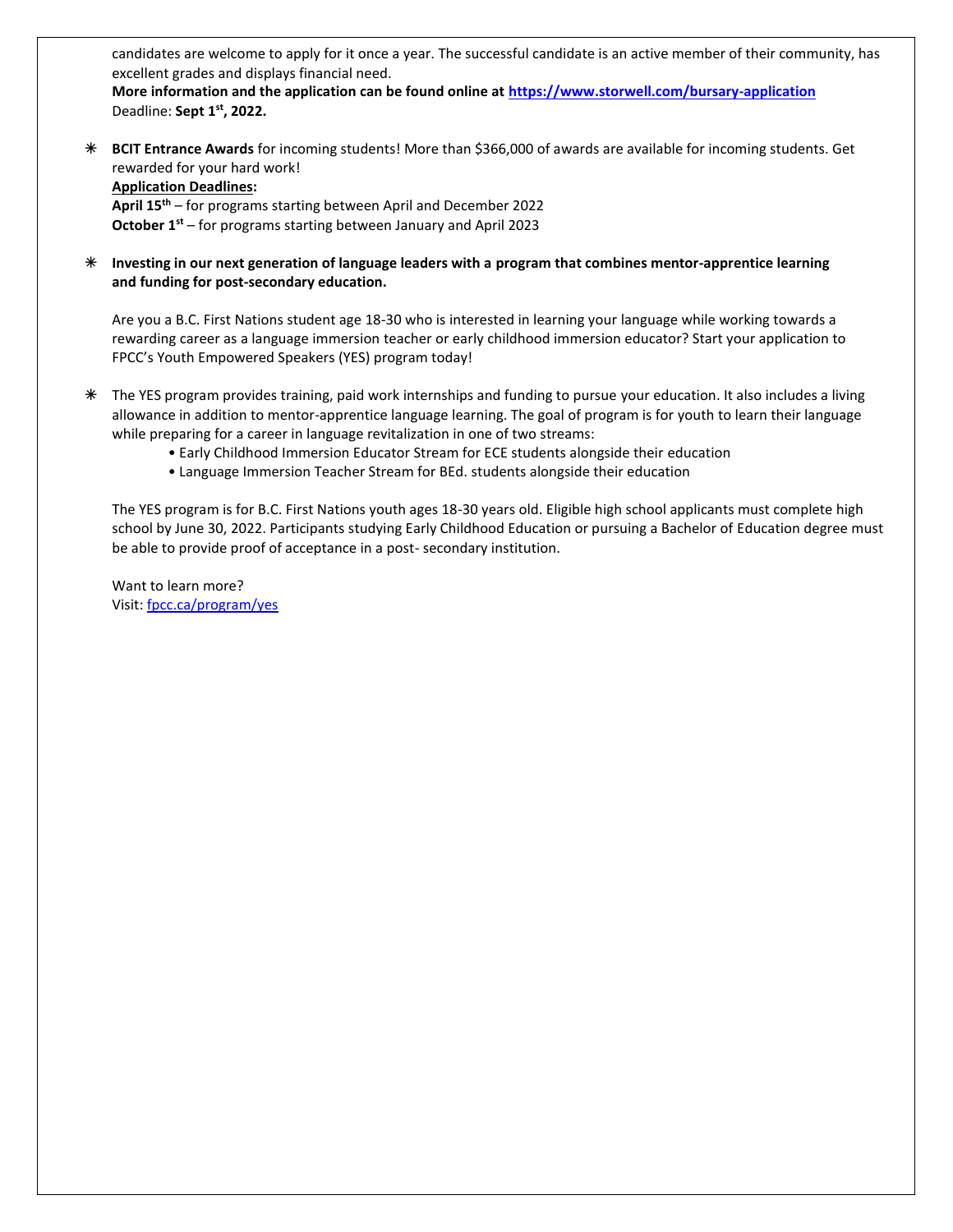candidates are welcome to apply for it once a year. The successful candidate is an active member of their community, has excellent grades and displays financial need.
**More information and the application can be found online at [https://www.storwell.com/bursary-application](https://www.storwell.com/bursary-application)**
Deadline: **Sept 1st, 2022.**

- **BCIT Entrance Awards** for incoming students! More than $366,000 of awards are available for incoming students. Get rewarded for your hard work!
  **Application Deadlines:**
  **April 15th** – for programs starting between April and December 2022
  **October 1st** – for programs starting between January and April 2023

- **Investing in our next generation of language leaders with a program that combines mentor-apprentice learning and funding for post-secondary education.**

  Are you a B.C. First Nations student age 18-30 who is interested in learning your language while working towards a rewarding career as a language immersion teacher or early childhood immersion educator? Start your application to FPCC's Youth Empowered Speakers (YES) program today!

- The YES program provides training, paid work internships and funding to pursue your education. It also includes a living allowance in addition to mentor-apprentice language learning. The goal of program is for youth to learn their language while preparing for a career in language revitalization in one of two streams:
  - Early Childhood Immersion Educator Stream for ECE students alongside their education
  - Language Immersion Teacher Stream for BEd. students alongside their education

  The YES program is for B.C. First Nations youth ages 18-30 years old. Eligible high school applicants must complete high school by June 30, 2022. Participants studying Early Childhood Education or pursuing a Bachelor of Education degree must be able to provide proof of acceptance in a post- secondary institution.

  Want to learn more?
  Visit: [fpcc.ca/program/yes](fpcc.ca/program/yes)